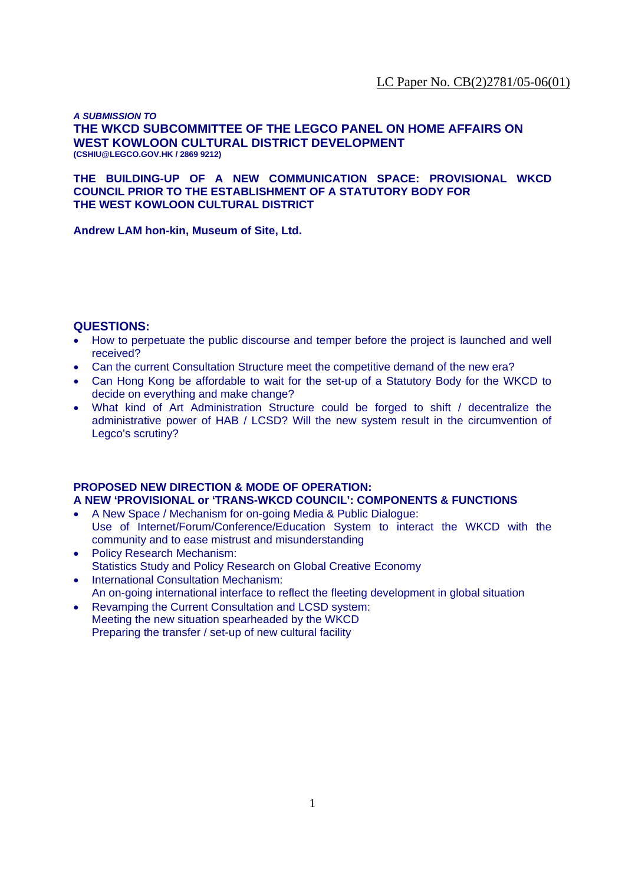LC Paper No. CB(2)2781/05-06(01)

***A SUBMISSION TO***

## THE WKCD SUBCOMMITTEE OF THE LEGCO PANEL ON HOME AFFAIRS ON WEST KOWLOON CULTURAL DISTRICT DEVELOPMENT

**(CSHIU@LEGCO.GOV.HK / 2869 9212)**

## THE BUILDING-UP OF A NEW COMMUNICATION SPACE: PROVISIONAL WKCD COUNCIL PRIOR TO THE ESTABLISHMENT OF A STATUTORY BODY FOR THE WEST KOWLOON CULTURAL DISTRICT

**Andrew LAM hon-kin, Museum of Site, Ltd.**

## QUESTIONS:

- How to perpetuate the public discourse and temper before the project is launched and well received?
- Can the current Consultation Structure meet the competitive demand of the new era?
- Can Hong Kong be affordable to wait for the set-up of a Statutory Body for the WKCD to decide on everything and make change?
- What kind of Art Administration Structure could be forged to shift / decentralize the administrative power of HAB / LCSD? Will the new system result in the circumvention of Legco's scrutiny?

## PROPOSED NEW DIRECTION & MODE OF OPERATION: A NEW 'PROVISIONAL or 'TRANS-WKCD COUNCIL': COMPONENTS & FUNCTIONS

- A New Space / Mechanism for on-going Media & Public Dialogue:  
  Use of Internet/Forum/Conference/Education System to interact the WKCD with the community and to ease mistrust and misunderstanding
- Policy Research Mechanism:  
  Statistics Study and Policy Research on Global Creative Economy
- International Consultation Mechanism:  
  An on-going international interface to reflect the fleeting development in global situation
- Revamping the Current Consultation and LCSD system:  
  Meeting the new situation spearheaded by the WKCD  
  Preparing the transfer / set-up of new cultural facility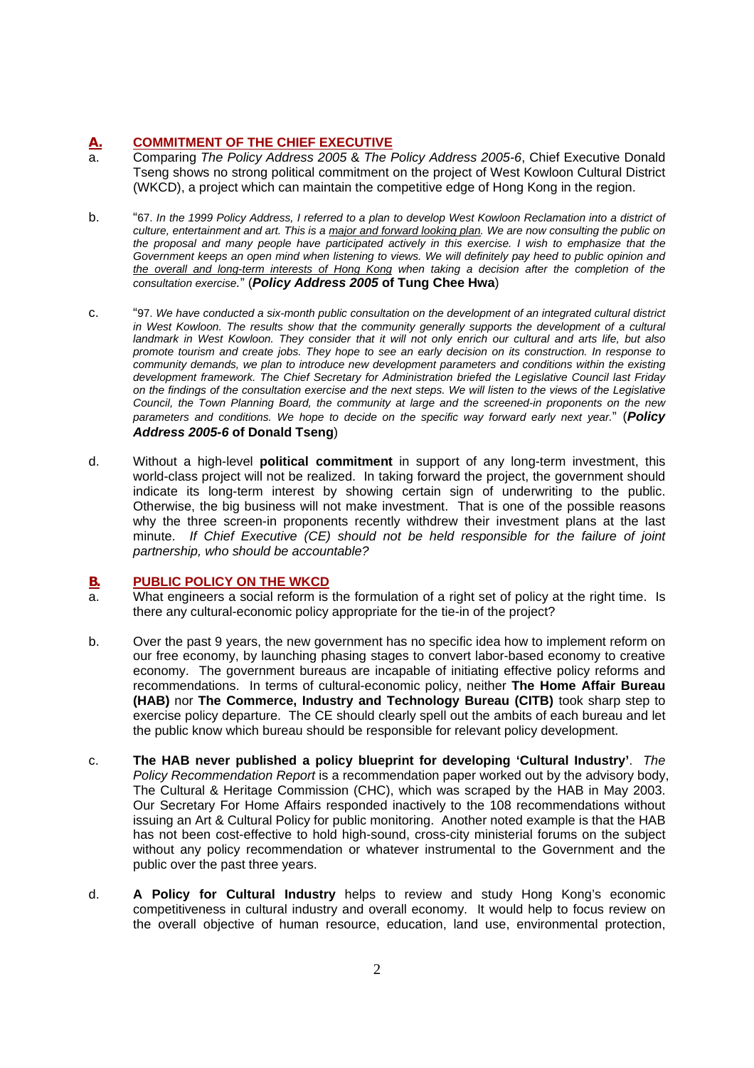## A. COMMITMENT OF THE CHIEF EXECUTIVE

a. Comparing *The Policy Address 2005* & *The Policy Address 2005-6*, Chief Executive Donald Tseng shows no strong political commitment on the project of West Kowloon Cultural District (WKCD), a project which can maintain the competitive edge of Hong Kong in the region.

b. "67. *In the 1999 Policy Address, I referred to a plan to develop West Kowloon Reclamation into a district of culture, entertainment and art. This is a major and forward looking plan. We are now consulting the public on the proposal and many people have participated actively in this exercise. I wish to emphasize that the Government keeps an open mind when listening to views. We will definitely pay heed to public opinion and the overall and long-term interests of Hong Kong when taking a decision after the completion of the consultation exercise.*" (***Policy Address 2005*** **of Tung Chee Hwa**)

c. "97. *We have conducted a six-month public consultation on the development of an integrated cultural district in West Kowloon. The results show that the community generally supports the development of a cultural landmark in West Kowloon. They consider that it will not only enrich our cultural and arts life, but also promote tourism and create jobs. They hope to see an early decision on its construction. In response to community demands, we plan to introduce new development parameters and conditions within the existing development framework. The Chief Secretary for Administration briefed the Legislative Council last Friday on the findings of the consultation exercise and the next steps. We will listen to the views of the Legislative Council, the Town Planning Board, the community at large and the screened-in proponents on the new parameters and conditions. We hope to decide on the specific way forward early next year.*" (***Policy Address 2005-6*** **of Donald Tseng**)

d. Without a high-level **political commitment** in support of any long-term investment, this world-class project will not be realized. In taking forward the project, the government should indicate its long-term interest by showing certain sign of underwriting to the public. Otherwise, the big business will not make investment. That is one of the possible reasons why the three screen-in proponents recently withdrew their investment plans at the last minute. *If Chief Executive (CE) should not be held responsible for the failure of joint partnership, who should be accountable?*

## B. PUBLIC POLICY ON THE WKCD

a. What engineers a social reform is the formulation of a right set of policy at the right time. Is there any cultural-economic policy appropriate for the tie-in of the project?

b. Over the past 9 years, the new government has no specific idea how to implement reform on our free economy, by launching phasing stages to convert labor-based economy to creative economy. The government bureaus are incapable of initiating effective policy reforms and recommendations. In terms of cultural-economic policy, neither **The Home Affair Bureau (HAB)** nor **The Commerce, Industry and Technology Bureau (CITB)** took sharp step to exercise policy departure. The CE should clearly spell out the ambits of each bureau and let the public know which bureau should be responsible for relevant policy development.

c. **The HAB never published a policy blueprint for developing 'Cultural Industry'**. *The Policy Recommendation Report* is a recommendation paper worked out by the advisory body, The Cultural & Heritage Commission (CHC), which was scraped by the HAB in May 2003. Our Secretary For Home Affairs responded inactively to the 108 recommendations without issuing an Art & Cultural Policy for public monitoring. Another noted example is that the HAB has not been cost-effective to hold high-sound, cross-city ministerial forums on the subject without any policy recommendation or whatever instrumental to the Government and the public over the past three years.

d. **A Policy for Cultural Industry** helps to review and study Hong Kong's economic competitiveness in cultural industry and overall economy. It would help to focus review on the overall objective of human resource, education, land use, environmental protection,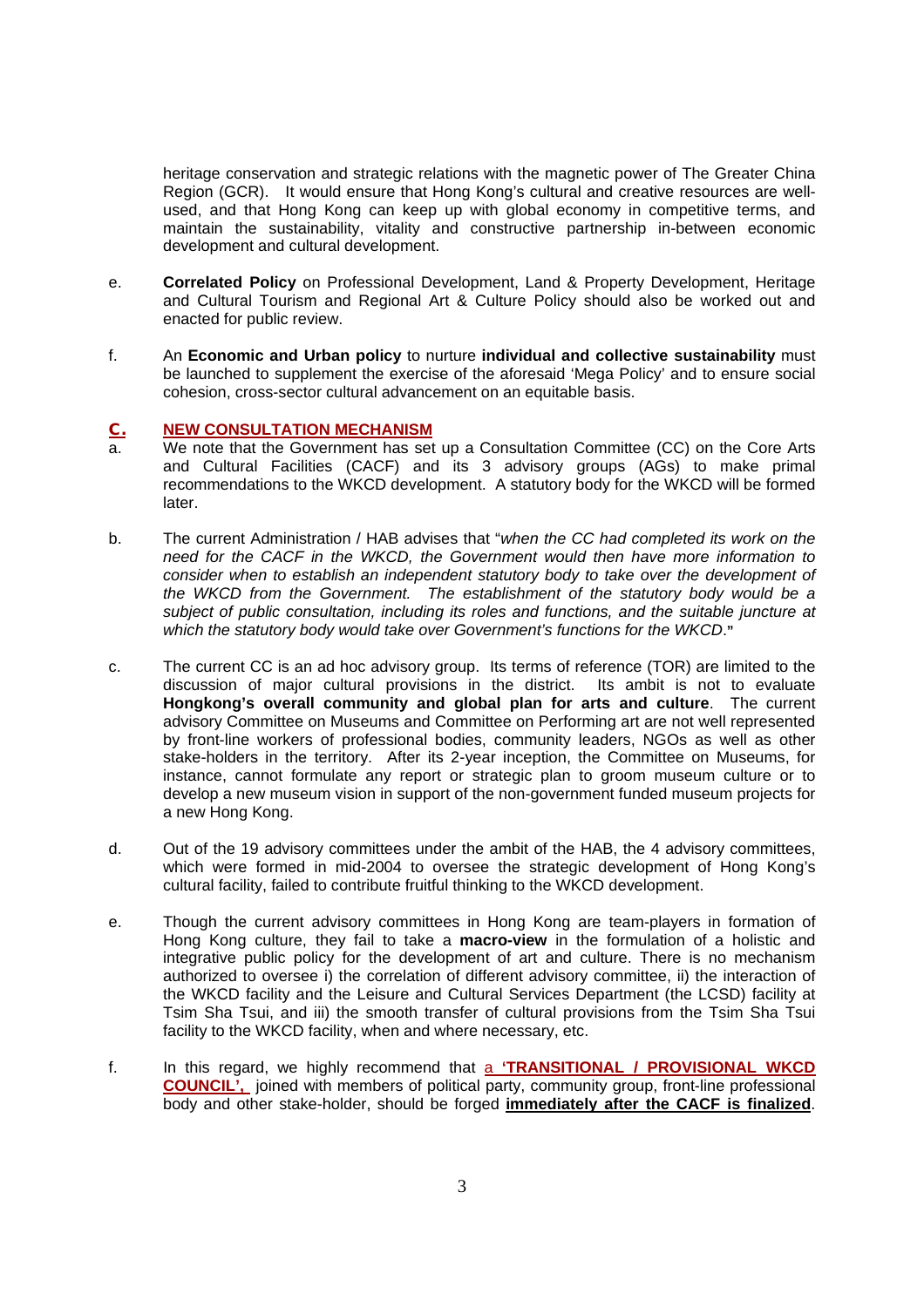heritage conservation and strategic relations with the magnetic power of The Greater China Region (GCR). It would ensure that Hong Kong's cultural and creative resources are well-used, and that Hong Kong can keep up with global economy in competitive terms, and maintain the sustainability, vitality and constructive partnership in-between economic development and cultural development.

e. **Correlated Policy** on Professional Development, Land & Property Development, Heritage and Cultural Tourism and Regional Art & Culture Policy should also be worked out and enacted for public review.

f. An **Economic and Urban policy** to nurture **individual and collective sustainability** must be launched to supplement the exercise of the aforesaid 'Mega Policy' and to ensure social cohesion, cross-sector cultural advancement on an equitable basis.

## C. NEW CONSULTATION MECHANISM

a. We note that the Government has set up a Consultation Committee (CC) on the Core Arts and Cultural Facilities (CACF) and its 3 advisory groups (AGs) to make primal recommendations to the WKCD development. A statutory body for the WKCD will be formed later.

b. The current Administration / HAB advises that "*when the CC had completed its work on the need for the CACF in the WKCD, the Government would then have more information to consider when to establish an independent statutory body to take over the development of the WKCD from the Government. The establishment of the statutory body would be a subject of public consultation, including its roles and functions, and the suitable juncture at which the statutory body would take over Government's functions for the WKCD*."

c. The current CC is an ad hoc advisory group. Its terms of reference (TOR) are limited to the discussion of major cultural provisions in the district. Its ambit is not to evaluate **Hongkong's overall community and global plan for arts and culture**. The current advisory Committee on Museums and Committee on Performing art are not well represented by front-line workers of professional bodies, community leaders, NGOs as well as other stake-holders in the territory. After its 2-year inception, the Committee on Museums, for instance, cannot formulate any report or strategic plan to groom museum culture or to develop a new museum vision in support of the non-government funded museum projects for a new Hong Kong.

d. Out of the 19 advisory committees under the ambit of the HAB, the 4 advisory committees, which were formed in mid-2004 to oversee the strategic development of Hong Kong's cultural facility, failed to contribute fruitful thinking to the WKCD development.

e. Though the current advisory committees in Hong Kong are team-players in formation of Hong Kong culture, they fail to take a **macro-view** in the formulation of a holistic and integrative public policy for the development of art and culture. There is no mechanism authorized to oversee i) the correlation of different advisory committee, ii) the interaction of the WKCD facility and the Leisure and Cultural Services Department (the LCSD) facility at Tsim Sha Tsui, and iii) the smooth transfer of cultural provisions from the Tsim Sha Tsui facility to the WKCD facility, when and where necessary, etc.

f. In this regard, we highly recommend that a **'TRANSITIONAL / PROVISIONAL WKCD COUNCIL',** joined with members of political party, community group, front-line professional body and other stake-holder, should be forged **immediately after the CACF is finalized**.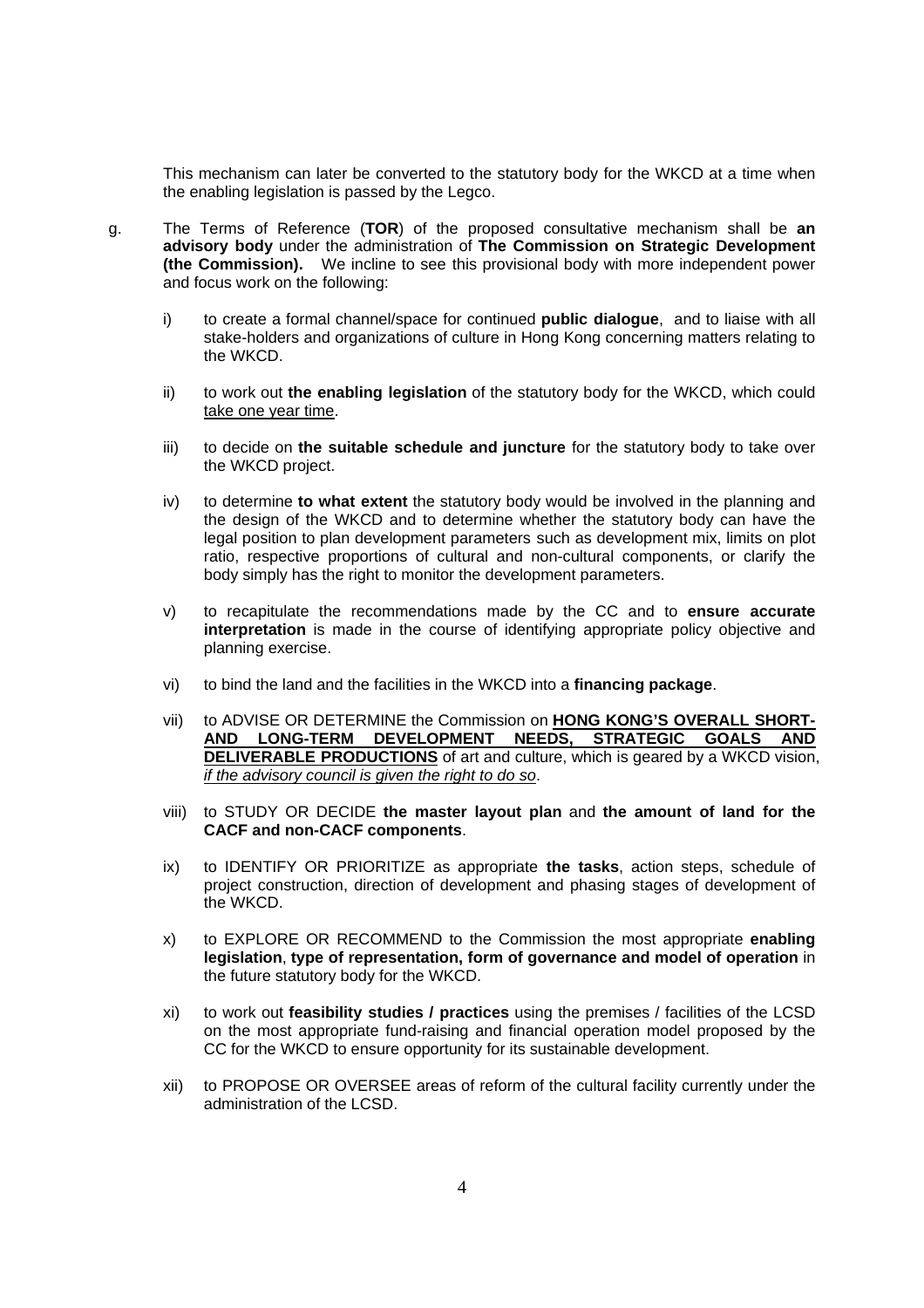This mechanism can later be converted to the statutory body for the WKCD at a time when the enabling legislation is passed by the Legco.

g. The Terms of Reference (**TOR**) of the proposed consultative mechanism shall be **an advisory body** under the administration of **The Commission on Strategic Development (the Commission).** We incline to see this provisional body with more independent power and focus work on the following:

   i) to create a formal channel/space for continued **public dialogue**, and to liaise with all stake-holders and organizations of culture in Hong Kong concerning matters relating to the WKCD.

   ii) to work out **the enabling legislation** of the statutory body for the WKCD, which could <u>take one year time</u>.

   iii) to decide on **the suitable schedule and juncture** for the statutory body to take over the WKCD project.

   iv) to determine **to what extent** the statutory body would be involved in the planning and the design of the WKCD and to determine whether the statutory body can have the legal position to plan development parameters such as development mix, limits on plot ratio, respective proportions of cultural and non-cultural components, or clarify the body simply has the right to monitor the development parameters.

   v) to recapitulate the recommendations made by the CC and to **ensure accurate interpretation** is made in the course of identifying appropriate policy objective and planning exercise.

   vi) to bind the land and the facilities in the WKCD into a **financing package**.

   vii) to ADVISE OR DETERMINE the Commission on **<u>HONG KONG'S OVERALL SHORT- AND LONG-TERM DEVELOPMENT NEEDS, STRATEGIC GOALS AND DELIVERABLE PRODUCTIONS</u>** of art and culture, which is geared by a WKCD vision, *<u>if the advisory council is given the right to do so</u>*.

   viii) to STUDY OR DECIDE **the master layout plan** and **the amount of land for the CACF and non-CACF components**.

   ix) to IDENTIFY OR PRIORITIZE as appropriate **the tasks**, action steps, schedule of project construction, direction of development and phasing stages of development of the WKCD.

   x) to EXPLORE OR RECOMMEND to the Commission the most appropriate **enabling legislation**, **type of representation, form of governance and model of operation** in the future statutory body for the WKCD.

   xi) to work out **feasibility studies / practices** using the premises / facilities of the LCSD on the most appropriate fund-raising and financial operation model proposed by the CC for the WKCD to ensure opportunity for its sustainable development.

   xii) to PROPOSE OR OVERSEE areas of reform of the cultural facility currently under the administration of the LCSD.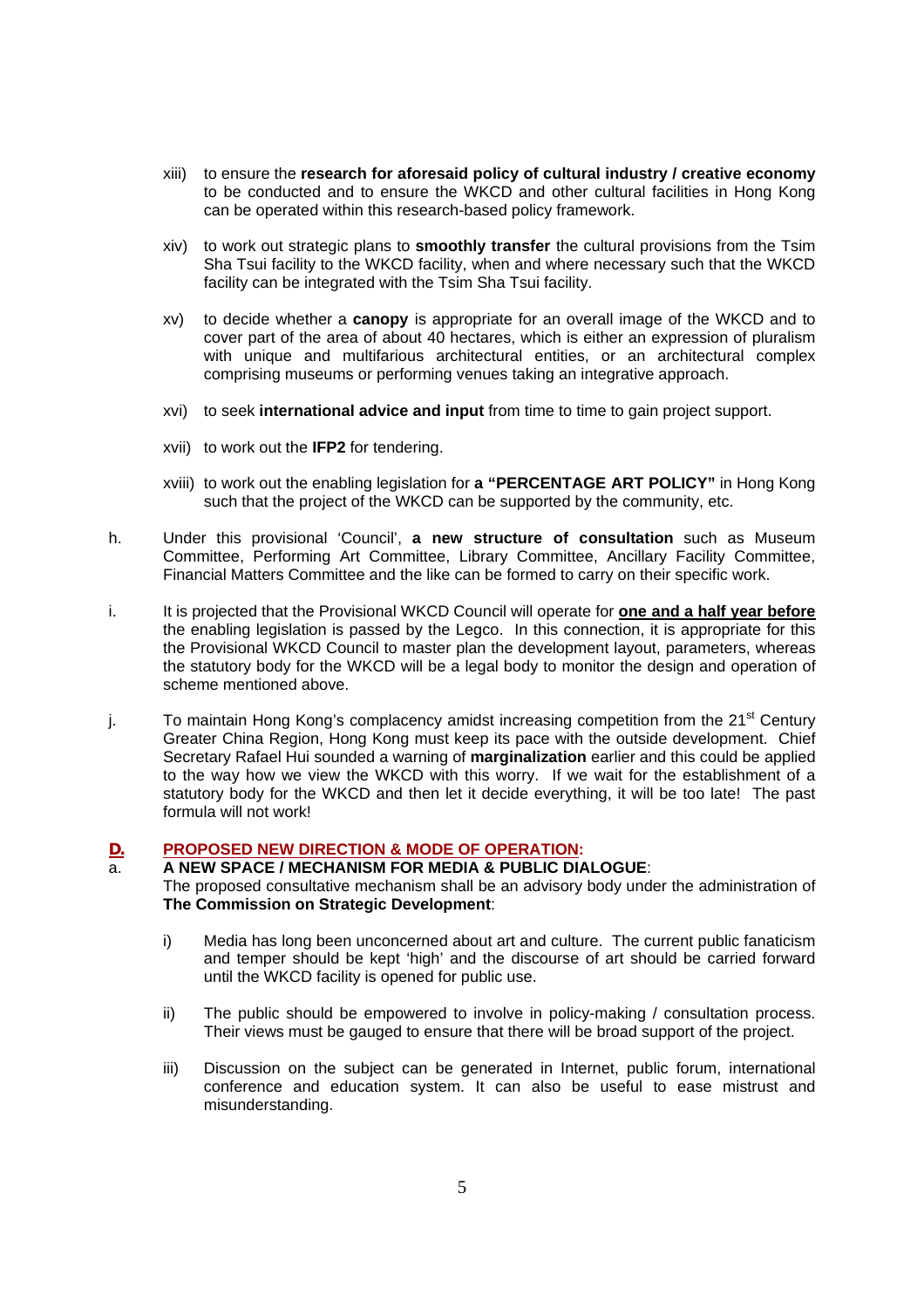xiii) to ensure the **research for aforesaid policy of cultural industry / creative economy** to be conducted and to ensure the WKCD and other cultural facilities in Hong Kong can be operated within this research-based policy framework.

xiv) to work out strategic plans to **smoothly transfer** the cultural provisions from the Tsim Sha Tsui facility to the WKCD facility, when and where necessary such that the WKCD facility can be integrated with the Tsim Sha Tsui facility.

xv) to decide whether a **canopy** is appropriate for an overall image of the WKCD and to cover part of the area of about 40 hectares, which is either an expression of pluralism with unique and multifarious architectural entities, or an architectural complex comprising museums or performing venues taking an integrative approach.

xvi) to seek **international advice and input** from time to time to gain project support.

xvii) to work out the **IFP2** for tendering.

xviii) to work out the enabling legislation for **a "PERCENTAGE ART POLICY"** in Hong Kong such that the project of the WKCD can be supported by the community, etc.

h. Under this provisional 'Council', **a new structure of consultation** such as Museum Committee, Performing Art Committee, Library Committee, Ancillary Facility Committee, Financial Matters Committee and the like can be formed to carry on their specific work.

i. It is projected that the Provisional WKCD Council will operate for **one and a half year before** the enabling legislation is passed by the Legco. In this connection, it is appropriate for this the Provisional WKCD Council to master plan the development layout, parameters, whereas the statutory body for the WKCD will be a legal body to monitor the design and operation of scheme mentioned above.

j. To maintain Hong Kong's complacency amidst increasing competition from the 21st Century Greater China Region, Hong Kong must keep its pace with the outside development. Chief Secretary Rafael Hui sounded a warning of **marginalization** earlier and this could be applied to the way how we view the WKCD with this worry. If we wait for the establishment of a statutory body for the WKCD and then let it decide everything, it will be too late! The past formula will not work!

## D. PROPOSED NEW DIRECTION & MODE OF OPERATION:

a. **A NEW SPACE / MECHANISM FOR MEDIA & PUBLIC DIALOGUE**:
The proposed consultative mechanism shall be an advisory body under the administration of **The Commission on Strategic Development**:

i) Media has long been unconcerned about art and culture. The current public fanaticism and temper should be kept 'high' and the discourse of art should be carried forward until the WKCD facility is opened for public use.

ii) The public should be empowered to involve in policy-making / consultation process. Their views must be gauged to ensure that there will be broad support of the project.

iii) Discussion on the subject can be generated in Internet, public forum, international conference and education system. It can also be useful to ease mistrust and misunderstanding.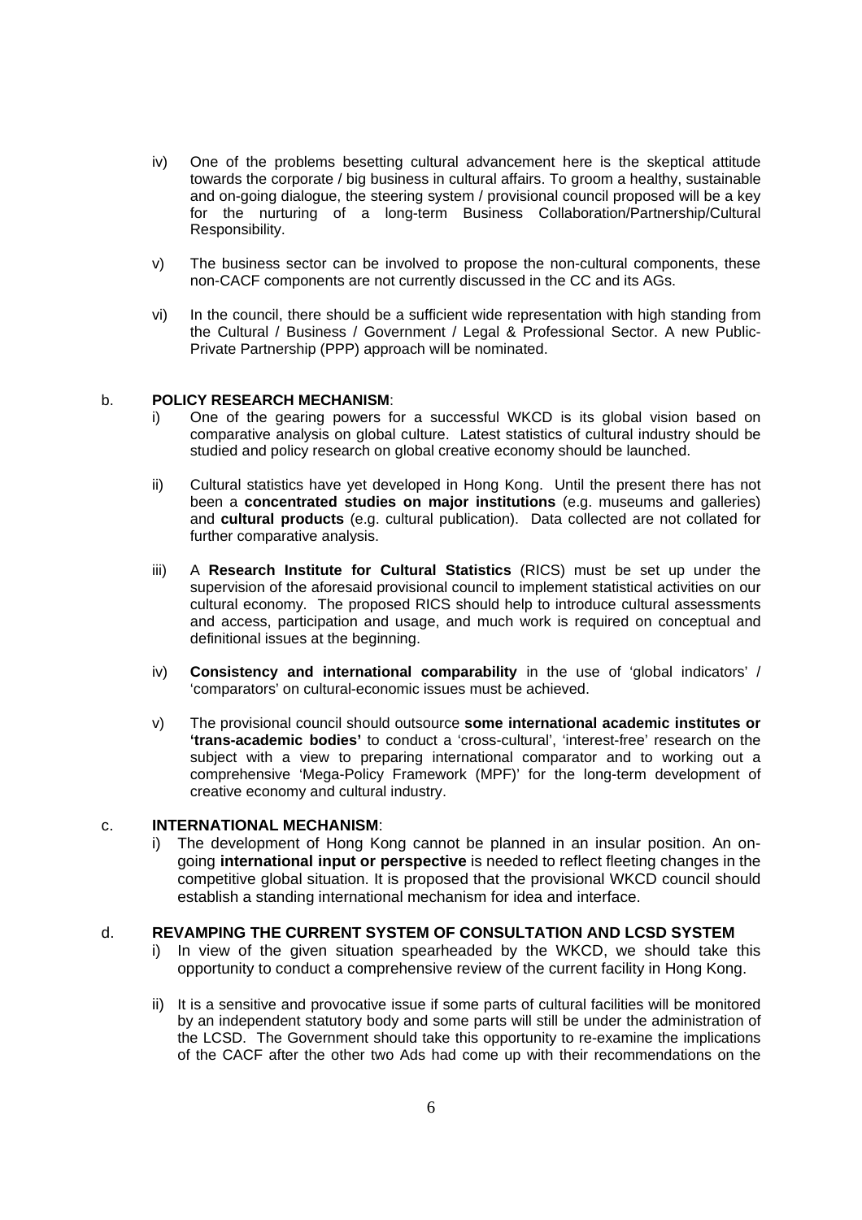- iv) One of the problems besetting cultural advancement here is the skeptical attitude towards the corporate / big business in cultural affairs. To groom a healthy, sustainable and on-going dialogue, the steering system / provisional council proposed will be a key for the nurturing of a long-term Business Collaboration/Partnership/Cultural Responsibility.

- v) The business sector can be involved to propose the non-cultural components, these non-CACF components are not currently discussed in the CC and its AGs.

- vi) In the council, there should be a sufficient wide representation with high standing from the Cultural / Business / Government / Legal & Professional Sector. A new Public-Private Partnership (PPP) approach will be nominated.

b. **POLICY RESEARCH MECHANISM**:

- i) One of the gearing powers for a successful WKCD is its global vision based on comparative analysis on global culture. Latest statistics of cultural industry should be studied and policy research on global creative economy should be launched.

- ii) Cultural statistics have yet developed in Hong Kong. Until the present there has not been a **concentrated studies on major institutions** (e.g. museums and galleries) and **cultural products** (e.g. cultural publication). Data collected are not collated for further comparative analysis.

- iii) A **Research Institute for Cultural Statistics** (RICS) must be set up under the supervision of the aforesaid provisional council to implement statistical activities on our cultural economy. The proposed RICS should help to introduce cultural assessments and access, participation and usage, and much work is required on conceptual and definitional issues at the beginning.

- iv) **Consistency and international comparability** in the use of 'global indicators' / 'comparators' on cultural-economic issues must be achieved.

- v) The provisional council should outsource **some international academic institutes or 'trans-academic bodies'** to conduct a 'cross-cultural', 'interest-free' research on the subject with a view to preparing international comparator and to working out a comprehensive 'Mega-Policy Framework (MPF)' for the long-term development of creative economy and cultural industry.

c. **INTERNATIONAL MECHANISM**:

- i) The development of Hong Kong cannot be planned in an insular position. An on-going **international input or perspective** is needed to reflect fleeting changes in the competitive global situation. It is proposed that the provisional WKCD council should establish a standing international mechanism for idea and interface.

d. **REVAMPING THE CURRENT SYSTEM OF CONSULTATION AND LCSD SYSTEM**

- i) In view of the given situation spearheaded by the WKCD, we should take this opportunity to conduct a comprehensive review of the current facility in Hong Kong.

- ii) It is a sensitive and provocative issue if some parts of cultural facilities will be monitored by an independent statutory body and some parts will still be under the administration of the LCSD. The Government should take this opportunity to re-examine the implications of the CACF after the other two Ads had come up with their recommendations on the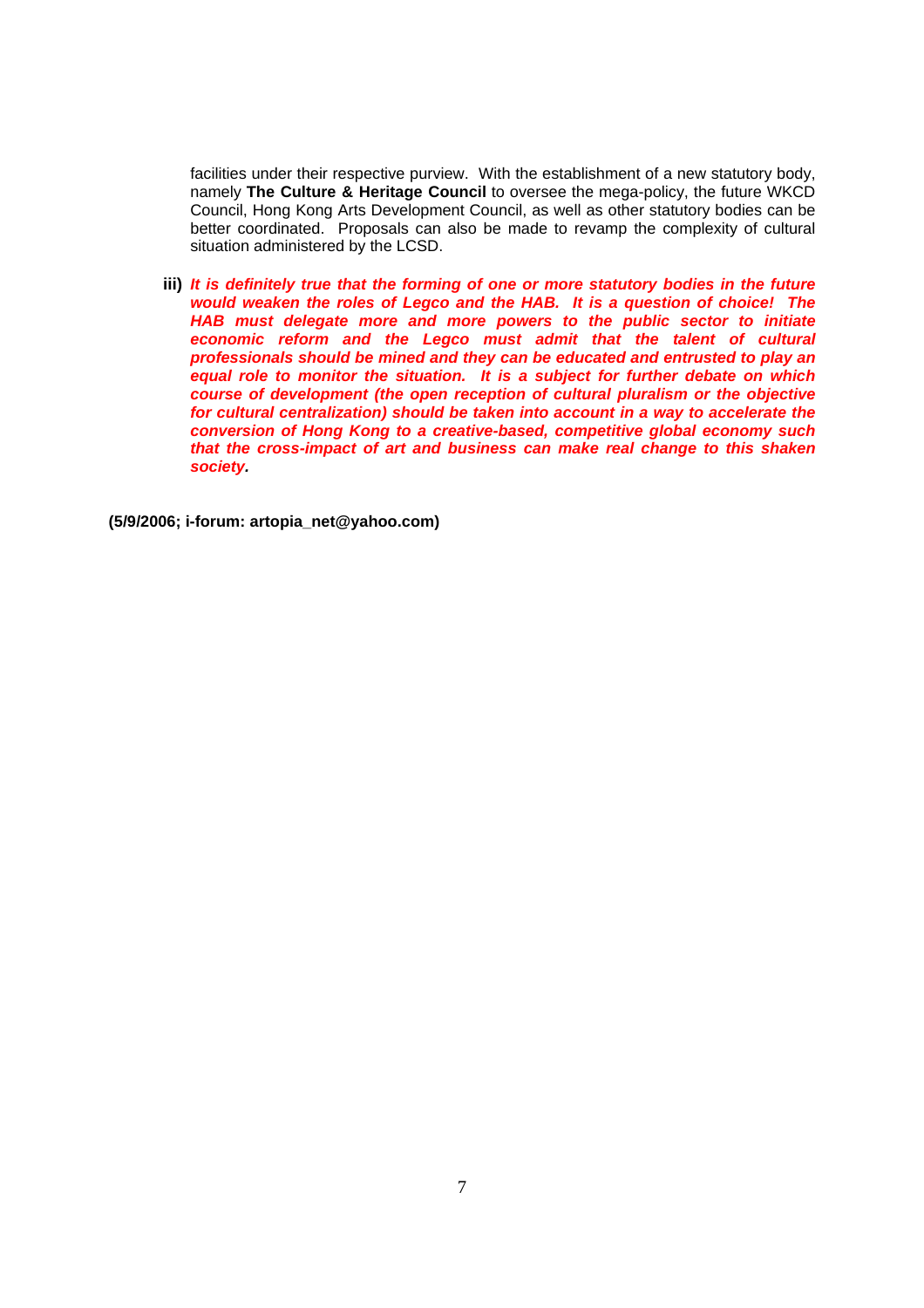facilities under their respective purview. With the establishment of a new statutory body, namely **The Culture & Heritage Council** to oversee the mega-policy, the future WKCD Council, Hong Kong Arts Development Council, as well as other statutory bodies can be better coordinated. Proposals can also be made to revamp the complexity of cultural situation administered by the LCSD.

**iii)** ***It is definitely true that the forming of one or more statutory bodies in the future would weaken the roles of Legco and the HAB. It is a question of choice! The HAB must delegate more and more powers to the public sector to initiate economic reform and the Legco must admit that the talent of cultural professionals should be mined and they can be educated and entrusted to play an equal role to monitor the situation. It is a subject for further debate on which course of development (the open reception of cultural pluralism or the objective for cultural centralization) should be taken into account in a way to accelerate the conversion of Hong Kong to a creative-based, competitive global economy such that the cross-impact of art and business can make real change to this shaken society.***

**(5/9/2006; i-forum: artopia_net@yahoo.com)**